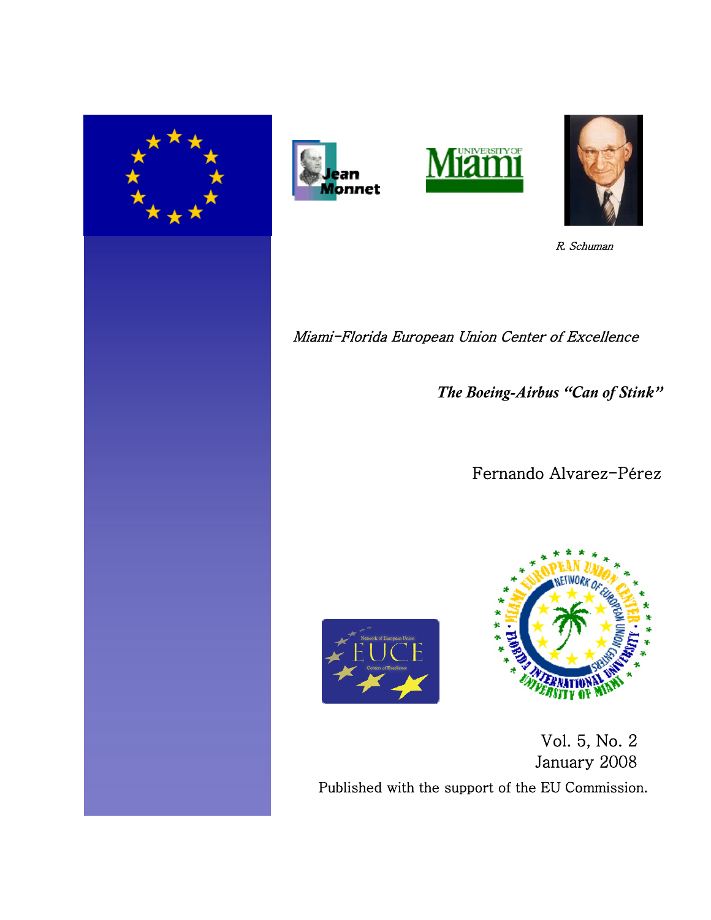R. Schuman

*Miami-Florida European Union Center of Excellence*

# *The Boeing-Airbus "Can of Stink"*

Fernando Alvarez-Pérez

Vol. 5, No. 2
January 2008

Published with the support of the EU Commission.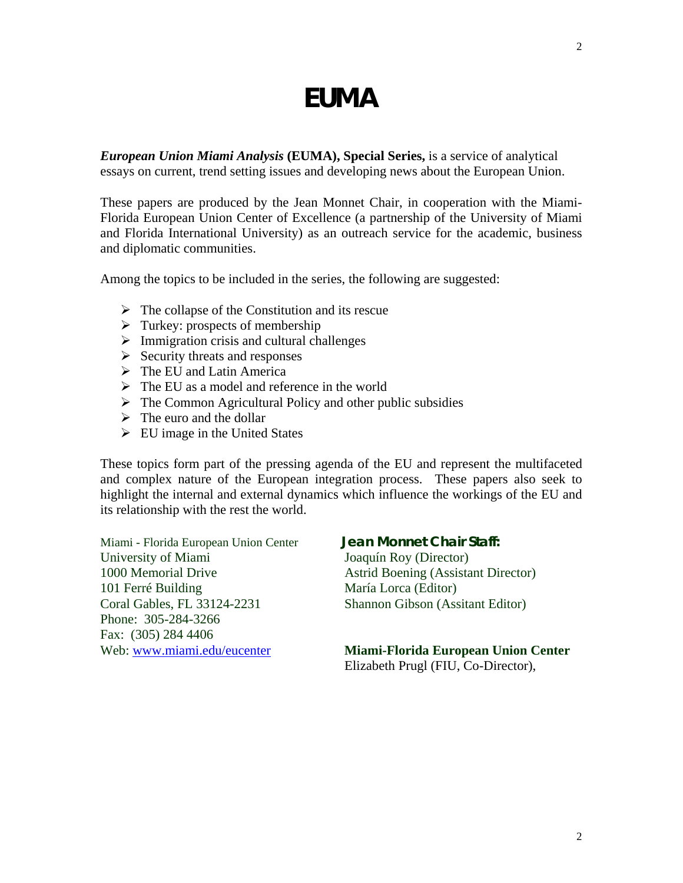# EUMA

***European Union Miami Analysis* (EUMA), Special Series,** is a service of analytical essays on current, trend setting issues and developing news about the European Union.

These papers are produced by the Jean Monnet Chair, in cooperation with the Miami-Florida European Union Center of Excellence (a partnership of the University of Miami and Florida International University) as an outreach service for the academic, business and diplomatic communities.

Among the topics to be included in the series, the following are suggested:

- The collapse of the Constitution and its rescue
- Turkey: prospects of membership
- Immigration crisis and cultural challenges
- Security threats and responses
- The EU and Latin America
- The EU as a model and reference in the world
- The Common Agricultural Policy and other public subsidies
- The euro and the dollar
- EU image in the United States

These topics form part of the pressing agenda of the EU and represent the multifaceted and complex nature of the European integration process. These papers also seek to highlight the internal and external dynamics which influence the workings of the EU and its relationship with the rest the world.

Miami - Florida European Union Center
University of Miami
1000 Memorial Drive
101 Ferré Building
Coral Gables, FL 33124-2231
Phone: 305-284-3266
Fax: (305) 284 4406
Web: www.miami.edu/eucenter

**Jean Monnet Chair Staff:**
Joaquín Roy (Director)
Astrid Boening (Assistant Director)
María Lorca (Editor)
Shannon Gibson (Assitant Editor)

**Miami-Florida European Union Center**
Elizabeth Prugl (FIU, Co-Director),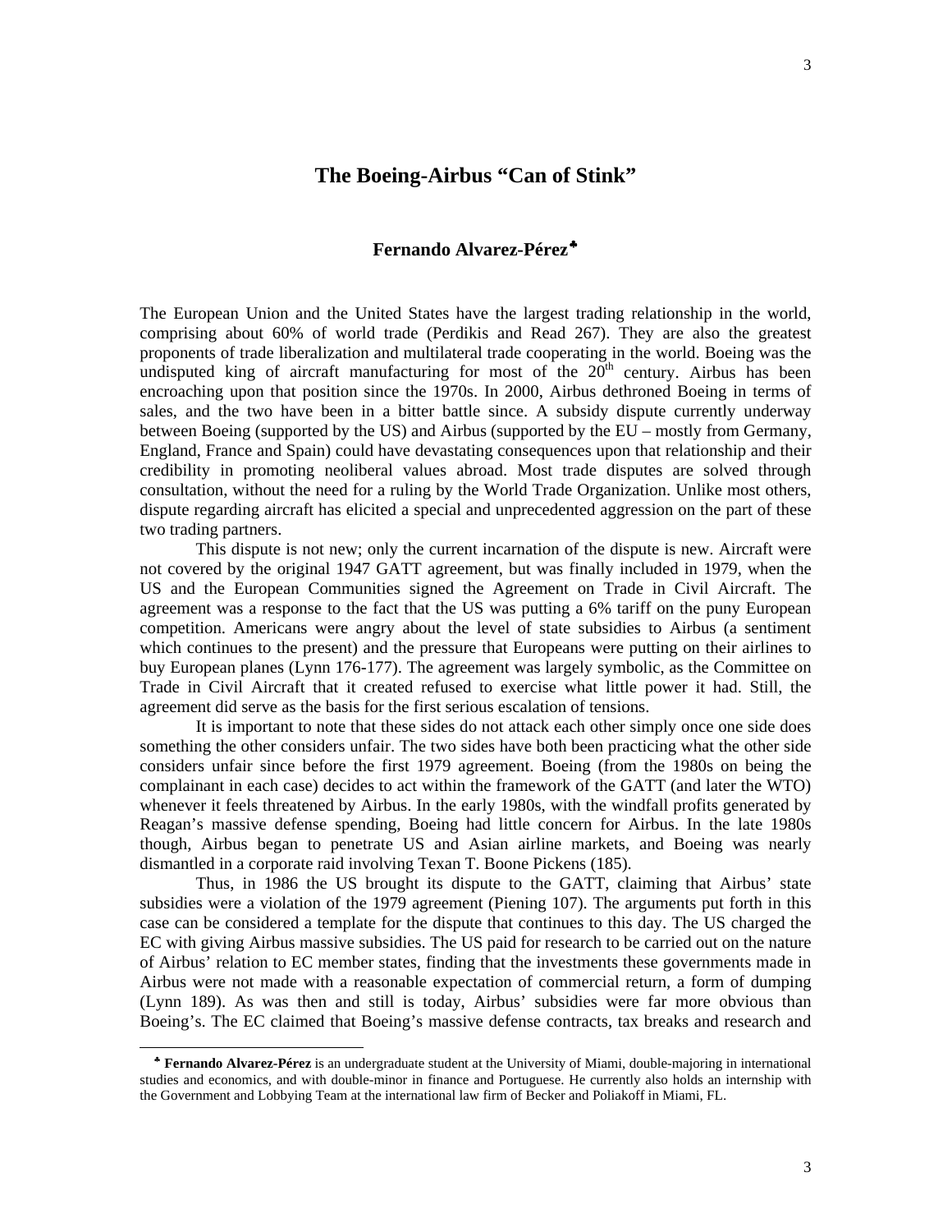# The Boeing-Airbus "Can of Stink"

### Fernando Alvarez-Pérez[♣]

The European Union and the United States have the largest trading relationship in the world, comprising about 60% of world trade (Perdikis and Read 267). They are also the greatest proponents of trade liberalization and multilateral trade cooperating in the world. Boeing was the undisputed king of aircraft manufacturing for most of the 20th century. Airbus has been encroaching upon that position since the 1970s. In 2000, Airbus dethroned Boeing in terms of sales, and the two have been in a bitter battle since. A subsidy dispute currently underway between Boeing (supported by the US) and Airbus (supported by the EU – mostly from Germany, England, France and Spain) could have devastating consequences upon that relationship and their credibility in promoting neoliberal values abroad. Most trade disputes are solved through consultation, without the need for a ruling by the World Trade Organization. Unlike most others, dispute regarding aircraft has elicited a special and unprecedented aggression on the part of these two trading partners.

This dispute is not new; only the current incarnation of the dispute is new. Aircraft were not covered by the original 1947 GATT agreement, but was finally included in 1979, when the US and the European Communities signed the Agreement on Trade in Civil Aircraft. The agreement was a response to the fact that the US was putting a 6% tariff on the puny European competition. Americans were angry about the level of state subsidies to Airbus (a sentiment which continues to the present) and the pressure that Europeans were putting on their airlines to buy European planes (Lynn 176-177). The agreement was largely symbolic, as the Committee on Trade in Civil Aircraft that it created refused to exercise what little power it had. Still, the agreement did serve as the basis for the first serious escalation of tensions.

It is important to note that these sides do not attack each other simply once one side does something the other considers unfair. The two sides have both been practicing what the other side considers unfair since before the first 1979 agreement. Boeing (from the 1980s on being the complainant in each case) decides to act within the framework of the GATT (and later the WTO) whenever it feels threatened by Airbus. In the early 1980s, with the windfall profits generated by Reagan's massive defense spending, Boeing had little concern for Airbus. In the late 1980s though, Airbus began to penetrate US and Asian airline markets, and Boeing was nearly dismantled in a corporate raid involving Texan T. Boone Pickens (185).

Thus, in 1986 the US brought its dispute to the GATT, claiming that Airbus' state subsidies were a violation of the 1979 agreement (Piening 107). The arguments put forth in this case can be considered a template for the dispute that continues to this day. The US charged the EC with giving Airbus massive subsidies. The US paid for research to be carried out on the nature of Airbus' relation to EC member states, finding that the investments these governments made in Airbus were not made with a reasonable expectation of commercial return, a form of dumping (Lynn 189). As was then and still is today, Airbus' subsidies were far more obvious than Boeing's. The EC claimed that Boeing's massive defense contracts, tax breaks and research and

---

[♣] **Fernando Alvarez-Pérez** is an undergraduate student at the University of Miami, double-majoring in international studies and economics, and with double-minor in finance and Portuguese. He currently also holds an internship with the Government and Lobbying Team at the international law firm of Becker and Poliakoff in Miami, FL.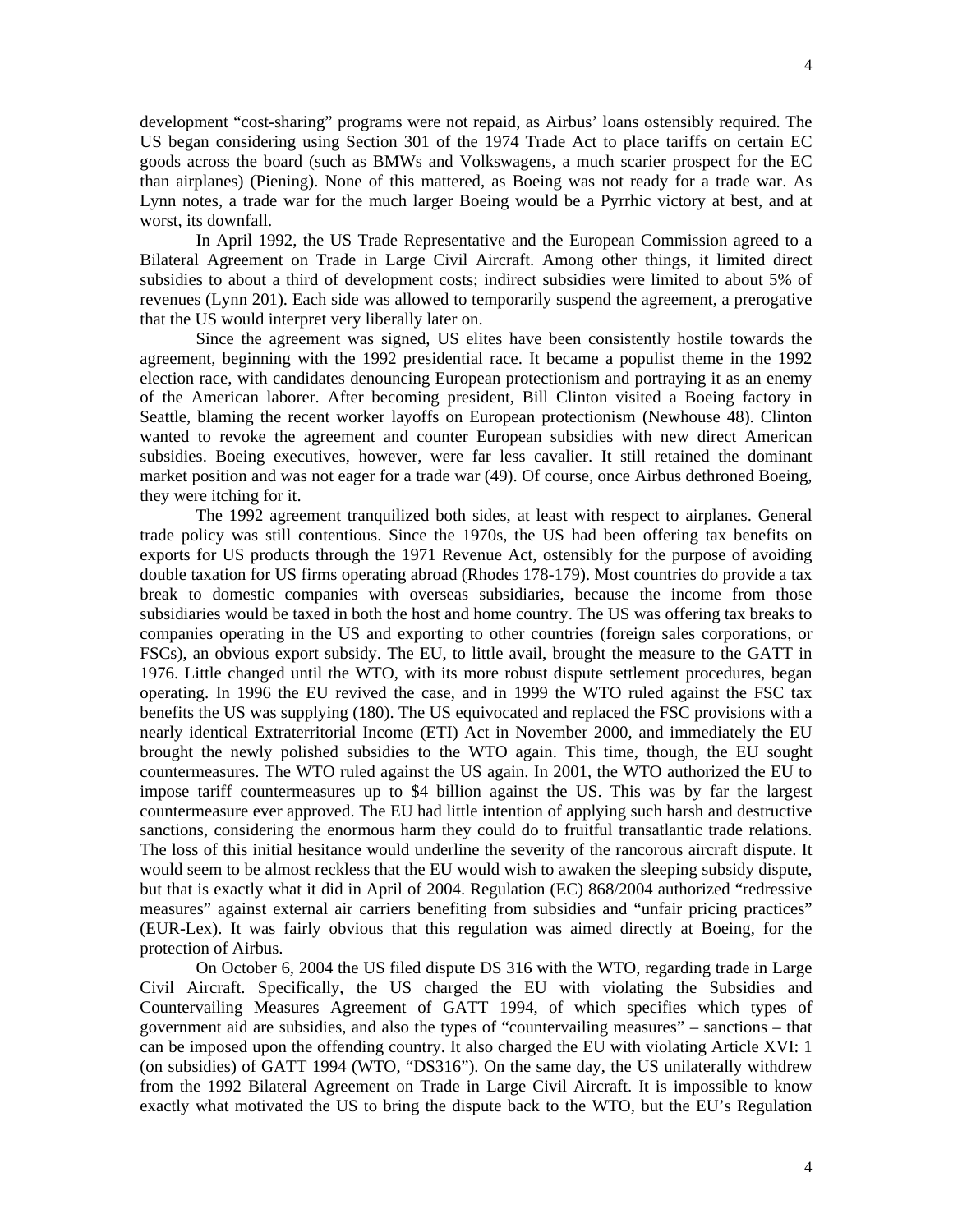development "cost-sharing" programs were not repaid, as Airbus' loans ostensibly required. The US began considering using Section 301 of the 1974 Trade Act to place tariffs on certain EC goods across the board (such as BMWs and Volkswagens, a much scarier prospect for the EC than airplanes) (Piening). None of this mattered, as Boeing was not ready for a trade war. As Lynn notes, a trade war for the much larger Boeing would be a Pyrrhic victory at best, and at worst, its downfall.

In April 1992, the US Trade Representative and the European Commission agreed to a Bilateral Agreement on Trade in Large Civil Aircraft. Among other things, it limited direct subsidies to about a third of development costs; indirect subsidies were limited to about 5% of revenues (Lynn 201). Each side was allowed to temporarily suspend the agreement, a prerogative that the US would interpret very liberally later on.

Since the agreement was signed, US elites have been consistently hostile towards the agreement, beginning with the 1992 presidential race. It became a populist theme in the 1992 election race, with candidates denouncing European protectionism and portraying it as an enemy of the American laborer. After becoming president, Bill Clinton visited a Boeing factory in Seattle, blaming the recent worker layoffs on European protectionism (Newhouse 48). Clinton wanted to revoke the agreement and counter European subsidies with new direct American subsidies. Boeing executives, however, were far less cavalier. It still retained the dominant market position and was not eager for a trade war (49). Of course, once Airbus dethroned Boeing, they were itching for it.

The 1992 agreement tranquilized both sides, at least with respect to airplanes. General trade policy was still contentious. Since the 1970s, the US had been offering tax benefits on exports for US products through the 1971 Revenue Act, ostensibly for the purpose of avoiding double taxation for US firms operating abroad (Rhodes 178-179). Most countries do provide a tax break to domestic companies with overseas subsidiaries, because the income from those subsidiaries would be taxed in both the host and home country. The US was offering tax breaks to companies operating in the US and exporting to other countries (foreign sales corporations, or FSCs), an obvious export subsidy. The EU, to little avail, brought the measure to the GATT in 1976. Little changed until the WTO, with its more robust dispute settlement procedures, began operating. In 1996 the EU revived the case, and in 1999 the WTO ruled against the FSC tax benefits the US was supplying (180). The US equivocated and replaced the FSC provisions with a nearly identical Extraterritorial Income (ETI) Act in November 2000, and immediately the EU brought the newly polished subsidies to the WTO again. This time, though, the EU sought countermeasures. The WTO ruled against the US again. In 2001, the WTO authorized the EU to impose tariff countermeasures up to $4 billion against the US. This was by far the largest countermeasure ever approved. The EU had little intention of applying such harsh and destructive sanctions, considering the enormous harm they could do to fruitful transatlantic trade relations. The loss of this initial hesitance would underline the severity of the rancorous aircraft dispute. It would seem to be almost reckless that the EU would wish to awaken the sleeping subsidy dispute, but that is exactly what it did in April of 2004. Regulation (EC) 868/2004 authorized "redressive measures" against external air carriers benefiting from subsidies and "unfair pricing practices" (EUR-Lex). It was fairly obvious that this regulation was aimed directly at Boeing, for the protection of Airbus.

On October 6, 2004 the US filed dispute DS 316 with the WTO, regarding trade in Large Civil Aircraft. Specifically, the US charged the EU with violating the Subsidies and Countervailing Measures Agreement of GATT 1994, of which specifies which types of government aid are subsidies, and also the types of "countervailing measures" – sanctions – that can be imposed upon the offending country. It also charged the EU with violating Article XVI: 1 (on subsidies) of GATT 1994 (WTO, "DS316"). On the same day, the US unilaterally withdrew from the 1992 Bilateral Agreement on Trade in Large Civil Aircraft. It is impossible to know exactly what motivated the US to bring the dispute back to the WTO, but the EU's Regulation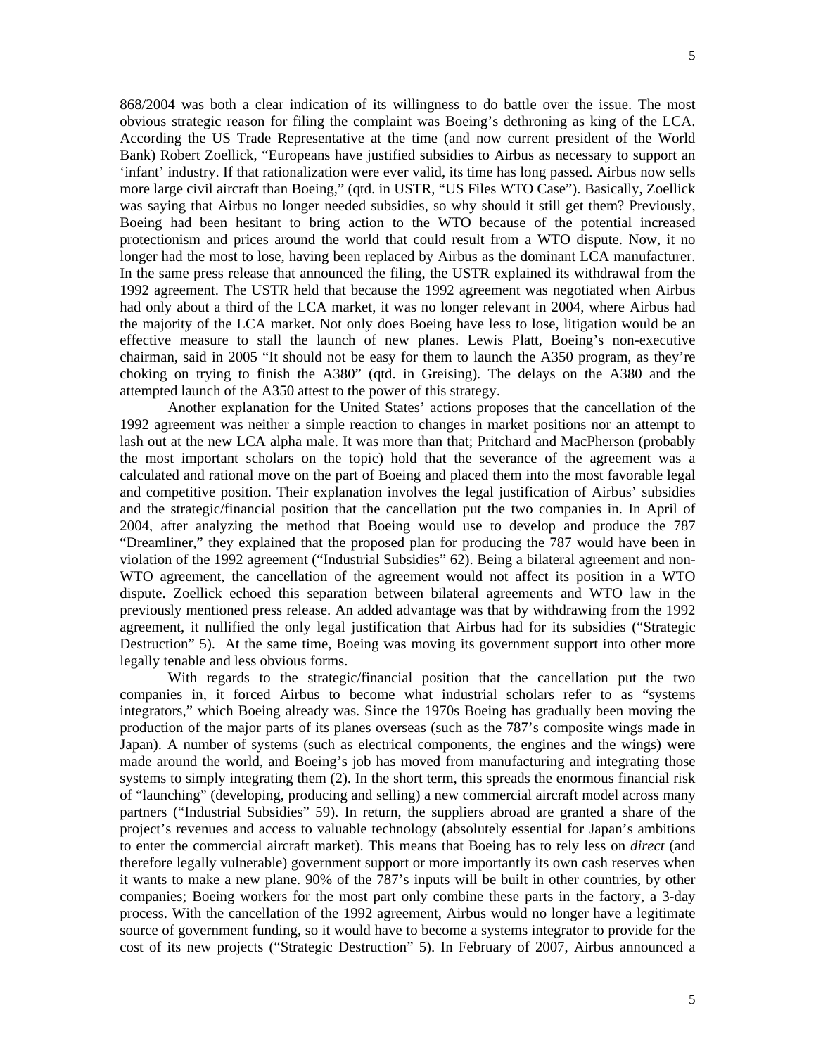868/2004 was both a clear indication of its willingness to do battle over the issue. The most obvious strategic reason for filing the complaint was Boeing's dethroning as king of the LCA. According the US Trade Representative at the time (and now current president of the World Bank) Robert Zoellick, "Europeans have justified subsidies to Airbus as necessary to support an 'infant' industry. If that rationalization were ever valid, its time has long passed. Airbus now sells more large civil aircraft than Boeing," (qtd. in USTR, "US Files WTO Case"). Basically, Zoellick was saying that Airbus no longer needed subsidies, so why should it still get them? Previously, Boeing had been hesitant to bring action to the WTO because of the potential increased protectionism and prices around the world that could result from a WTO dispute. Now, it no longer had the most to lose, having been replaced by Airbus as the dominant LCA manufacturer. In the same press release that announced the filing, the USTR explained its withdrawal from the 1992 agreement. The USTR held that because the 1992 agreement was negotiated when Airbus had only about a third of the LCA market, it was no longer relevant in 2004, where Airbus had the majority of the LCA market. Not only does Boeing have less to lose, litigation would be an effective measure to stall the launch of new planes. Lewis Platt, Boeing's non-executive chairman, said in 2005 "It should not be easy for them to launch the A350 program, as they're choking on trying to finish the A380" (qtd. in Greising). The delays on the A380 and the attempted launch of the A350 attest to the power of this strategy.

Another explanation for the United States' actions proposes that the cancellation of the 1992 agreement was neither a simple reaction to changes in market positions nor an attempt to lash out at the new LCA alpha male. It was more than that; Pritchard and MacPherson (probably the most important scholars on the topic) hold that the severance of the agreement was a calculated and rational move on the part of Boeing and placed them into the most favorable legal and competitive position. Their explanation involves the legal justification of Airbus' subsidies and the strategic/financial position that the cancellation put the two companies in. In April of 2004, after analyzing the method that Boeing would use to develop and produce the 787 "Dreamliner," they explained that the proposed plan for producing the 787 would have been in violation of the 1992 agreement ("Industrial Subsidies" 62). Being a bilateral agreement and non-WTO agreement, the cancellation of the agreement would not affect its position in a WTO dispute. Zoellick echoed this separation between bilateral agreements and WTO law in the previously mentioned press release. An added advantage was that by withdrawing from the 1992 agreement, it nullified the only legal justification that Airbus had for its subsidies ("Strategic Destruction" 5). At the same time, Boeing was moving its government support into other more legally tenable and less obvious forms.

With regards to the strategic/financial position that the cancellation put the two companies in, it forced Airbus to become what industrial scholars refer to as "systems integrators," which Boeing already was. Since the 1970s Boeing has gradually been moving the production of the major parts of its planes overseas (such as the 787's composite wings made in Japan). A number of systems (such as electrical components, the engines and the wings) were made around the world, and Boeing's job has moved from manufacturing and integrating those systems to simply integrating them (2). In the short term, this spreads the enormous financial risk of "launching" (developing, producing and selling) a new commercial aircraft model across many partners ("Industrial Subsidies" 59). In return, the suppliers abroad are granted a share of the project's revenues and access to valuable technology (absolutely essential for Japan's ambitions to enter the commercial aircraft market). This means that Boeing has to rely less on *direct* (and therefore legally vulnerable) government support or more importantly its own cash reserves when it wants to make a new plane. 90% of the 787's inputs will be built in other countries, by other companies; Boeing workers for the most part only combine these parts in the factory, a 3-day process. With the cancellation of the 1992 agreement, Airbus would no longer have a legitimate source of government funding, so it would have to become a systems integrator to provide for the cost of its new projects ("Strategic Destruction" 5). In February of 2007, Airbus announced a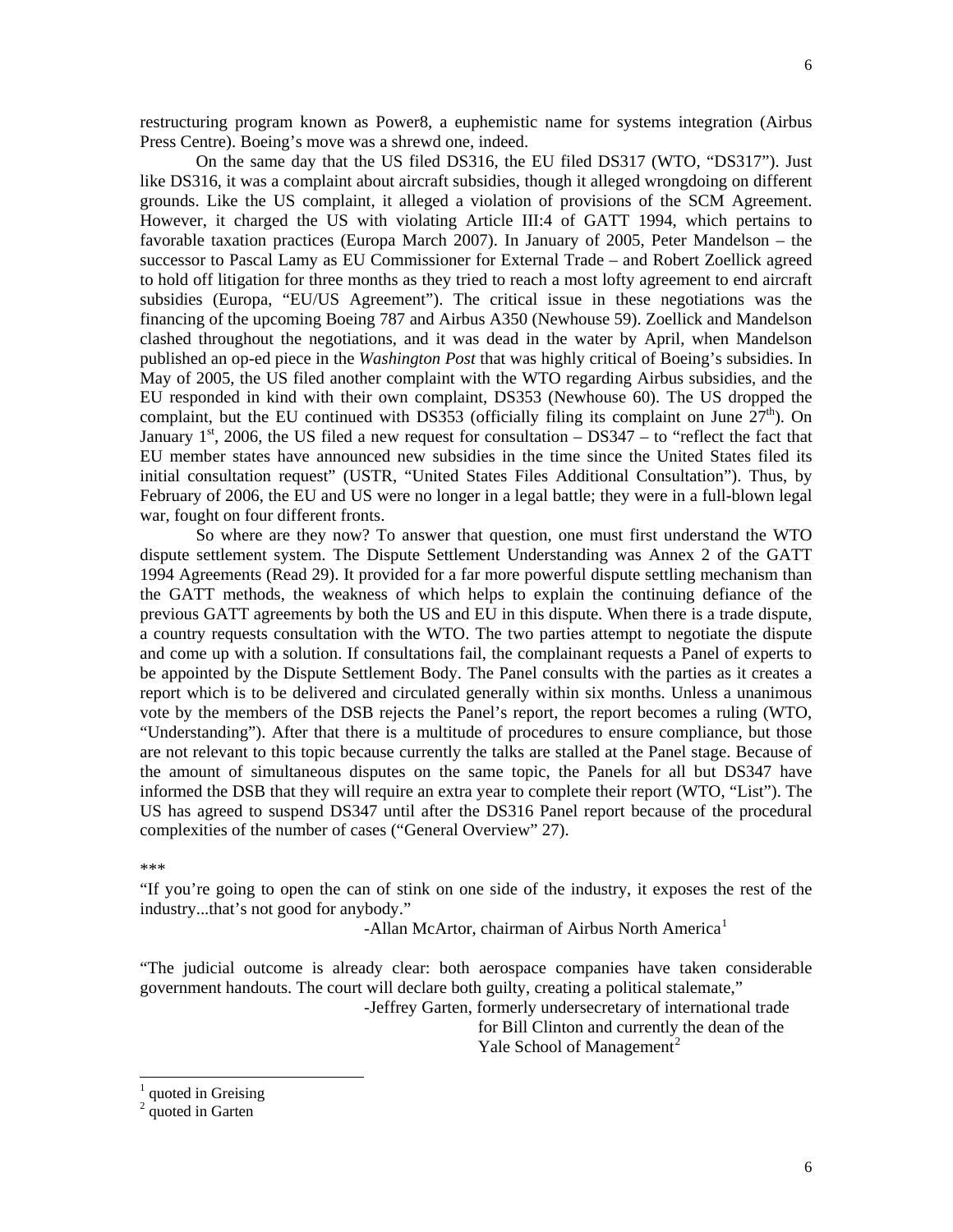restructuring program known as Power8, a euphemistic name for systems integration (Airbus Press Centre). Boeing's move was a shrewd one, indeed.

On the same day that the US filed DS316, the EU filed DS317 (WTO, "DS317"). Just like DS316, it was a complaint about aircraft subsidies, though it alleged wrongdoing on different grounds. Like the US complaint, it alleged a violation of provisions of the SCM Agreement. However, it charged the US with violating Article III:4 of GATT 1994, which pertains to favorable taxation practices (Europa March 2007). In January of 2005, Peter Mandelson – the successor to Pascal Lamy as EU Commissioner for External Trade – and Robert Zoellick agreed to hold off litigation for three months as they tried to reach a most lofty agreement to end aircraft subsidies (Europa, "EU/US Agreement"). The critical issue in these negotiations was the financing of the upcoming Boeing 787 and Airbus A350 (Newhouse 59). Zoellick and Mandelson clashed throughout the negotiations, and it was dead in the water by April, when Mandelson published an op-ed piece in the *Washington Post* that was highly critical of Boeing's subsidies. In May of 2005, the US filed another complaint with the WTO regarding Airbus subsidies, and the EU responded in kind with their own complaint, DS353 (Newhouse 60). The US dropped the complaint, but the EU continued with DS353 (officially filing its complaint on June 27th). On January 1st, 2006, the US filed a new request for consultation – DS347 – to "reflect the fact that EU member states have announced new subsidies in the time since the United States filed its initial consultation request" (USTR, "United States Files Additional Consultation"). Thus, by February of 2006, the EU and US were no longer in a legal battle; they were in a full-blown legal war, fought on four different fronts.

So where are they now? To answer that question, one must first understand the WTO dispute settlement system. The Dispute Settlement Understanding was Annex 2 of the GATT 1994 Agreements (Read 29). It provided for a far more powerful dispute settling mechanism than the GATT methods, the weakness of which helps to explain the continuing defiance of the previous GATT agreements by both the US and EU in this dispute. When there is a trade dispute, a country requests consultation with the WTO. The two parties attempt to negotiate the dispute and come up with a solution. If consultations fail, the complainant requests a Panel of experts to be appointed by the Dispute Settlement Body. The Panel consults with the parties as it creates a report which is to be delivered and circulated generally within six months. Unless a unanimous vote by the members of the DSB rejects the Panel's report, the report becomes a ruling (WTO, "Understanding"). After that there is a multitude of procedures to ensure compliance, but those are not relevant to this topic because currently the talks are stalled at the Panel stage. Because of the amount of simultaneous disputes on the same topic, the Panels for all but DS347 have informed the DSB that they will require an extra year to complete their report (WTO, "List"). The US has agreed to suspend DS347 until after the DS316 Panel report because of the procedural complexities of the number of cases ("General Overview" 27).

***

"If you're going to open the can of stink on one side of the industry, it exposes the rest of the industry...that's not good for anybody."

-Allan McArtor, chairman of Airbus North America[1]

"The judicial outcome is already clear: both aerospace companies have taken considerable government handouts. The court will declare both guilty, creating a political stalemate,"

-Jeffrey Garten, formerly undersecretary of international trade for Bill Clinton and currently the dean of the Yale School of Management[2]

---

[1] quoted in Greising

[2] quoted in Garten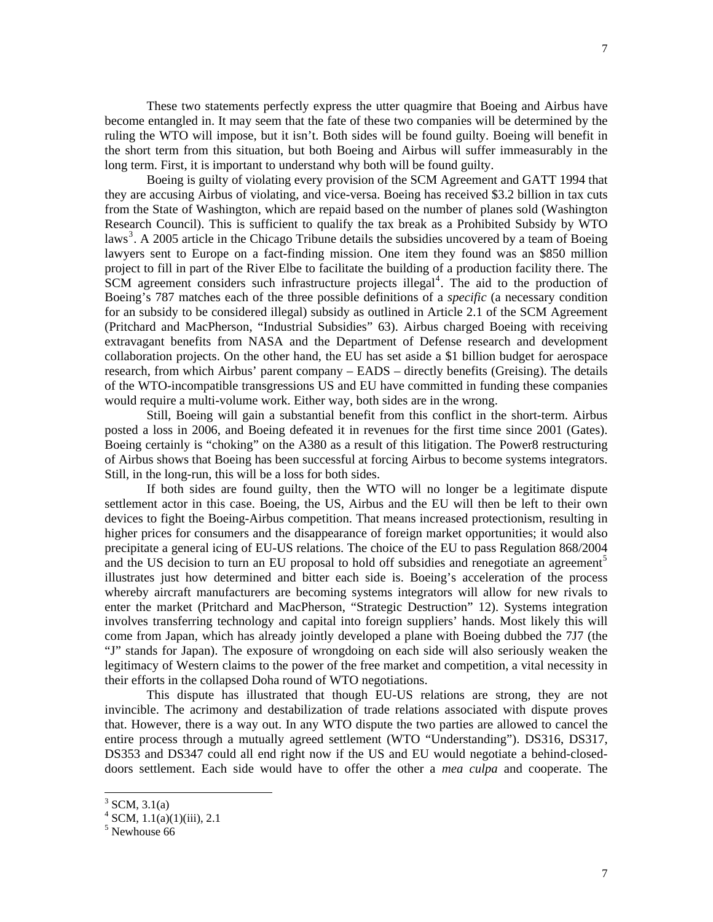These two statements perfectly express the utter quagmire that Boeing and Airbus have become entangled in. It may seem that the fate of these two companies will be determined by the ruling the WTO will impose, but it isn't. Both sides will be found guilty. Boeing will benefit in the short term from this situation, but both Boeing and Airbus will suffer immeasurably in the long term. First, it is important to understand why both will be found guilty.

Boeing is guilty of violating every provision of the SCM Agreement and GATT 1994 that they are accusing Airbus of violating, and vice-versa. Boeing has received \$3.2 billion in tax cuts from the State of Washington, which are repaid based on the number of planes sold (Washington Research Council). This is sufficient to qualify the tax break as a Prohibited Subsidy by WTO laws[3]. A 2005 article in the Chicago Tribune details the subsidies uncovered by a team of Boeing lawyers sent to Europe on a fact-finding mission. One item they found was an \$850 million project to fill in part of the River Elbe to facilitate the building of a production facility there. The SCM agreement considers such infrastructure projects illegal[4]. The aid to the production of Boeing's 787 matches each of the three possible definitions of a *specific* (a necessary condition for an subsidy to be considered illegal) subsidy as outlined in Article 2.1 of the SCM Agreement (Pritchard and MacPherson, "Industrial Subsidies" 63). Airbus charged Boeing with receiving extravagant benefits from NASA and the Department of Defense research and development collaboration projects. On the other hand, the EU has set aside a \$1 billion budget for aerospace research, from which Airbus' parent company – EADS – directly benefits (Greising). The details of the WTO-incompatible transgressions US and EU have committed in funding these companies would require a multi-volume work. Either way, both sides are in the wrong.

Still, Boeing will gain a substantial benefit from this conflict in the short-term. Airbus posted a loss in 2006, and Boeing defeated it in revenues for the first time since 2001 (Gates). Boeing certainly is "choking" on the A380 as a result of this litigation. The Power8 restructuring of Airbus shows that Boeing has been successful at forcing Airbus to become systems integrators. Still, in the long-run, this will be a loss for both sides.

If both sides are found guilty, then the WTO will no longer be a legitimate dispute settlement actor in this case. Boeing, the US, Airbus and the EU will then be left to their own devices to fight the Boeing-Airbus competition. That means increased protectionism, resulting in higher prices for consumers and the disappearance of foreign market opportunities; it would also precipitate a general icing of EU-US relations. The choice of the EU to pass Regulation 868/2004 and the US decision to turn an EU proposal to hold off subsidies and renegotiate an agreement[5] illustrates just how determined and bitter each side is. Boeing's acceleration of the process whereby aircraft manufacturers are becoming systems integrators will allow for new rivals to enter the market (Pritchard and MacPherson, "Strategic Destruction" 12). Systems integration involves transferring technology and capital into foreign suppliers' hands. Most likely this will come from Japan, which has already jointly developed a plane with Boeing dubbed the 7J7 (the "J" stands for Japan). The exposure of wrongdoing on each side will also seriously weaken the legitimacy of Western claims to the power of the free market and competition, a vital necessity in their efforts in the collapsed Doha round of WTO negotiations.

This dispute has illustrated that though EU-US relations are strong, they are not invincible. The acrimony and destabilization of trade relations associated with dispute proves that. However, there is a way out. In any WTO dispute the two parties are allowed to cancel the entire process through a mutually agreed settlement (WTO "Understanding"). DS316, DS317, DS353 and DS347 could all end right now if the US and EU would negotiate a behind-closed-doors settlement. Each side would have to offer the other a *mea culpa* and cooperate. The

---

[3] SCM, 3.1(a)

[4] SCM, 1.1(a)(1)(iii), 2.1

[5] Newhouse 66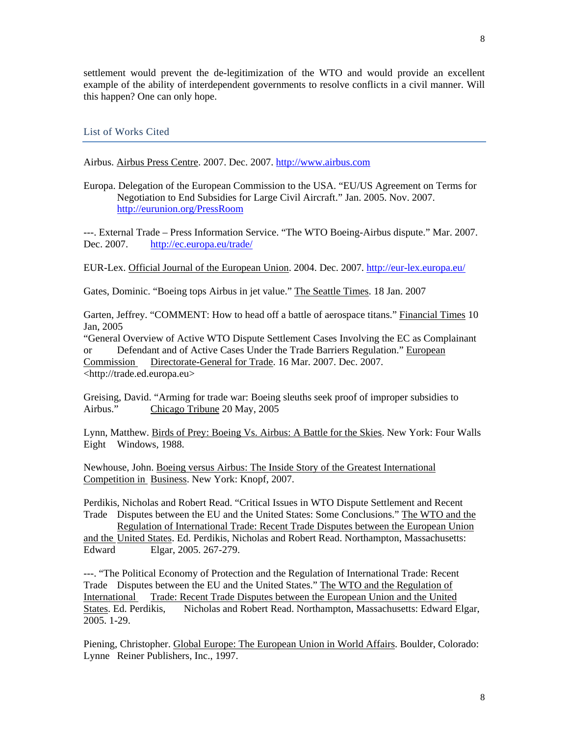settlement would prevent the de-legitimization of the WTO and would provide an excellent example of the ability of interdependent governments to resolve conflicts in a civil manner. Will this happen? One can only hope.

## List of Works Cited

Airbus. Airbus Press Centre. 2007. Dec. 2007. http://www.airbus.com

Europa. Delegation of the European Commission to the USA. "EU/US Agreement on Terms for Negotiation to End Subsidies for Large Civil Aircraft." Jan. 2005. Nov. 2007. http://eurunion.org/PressRoom

---. External Trade – Press Information Service. "The WTO Boeing-Airbus dispute." Mar. 2007. Dec. 2007. http://ec.europa.eu/trade/

EUR-Lex. Official Journal of the European Union. 2004. Dec. 2007. http://eur-lex.europa.eu/

Gates, Dominic. "Boeing tops Airbus in jet value." The Seattle Times. 18 Jan. 2007

Garten, Jeffrey. "COMMENT: How to head off a battle of aerospace titans." Financial Times 10 Jan, 2005

"General Overview of Active WTO Dispute Settlement Cases Involving the EC as Complainant or Defendant and of Active Cases Under the Trade Barriers Regulation." European Commission Directorate-General for Trade. 16 Mar. 2007. Dec. 2007. <http://trade.ed.europa.eu>

Greising, David. "Arming for trade war: Boeing sleuths seek proof of improper subsidies to Airbus." Chicago Tribune 20 May, 2005

Lynn, Matthew. Birds of Prey: Boeing Vs. Airbus: A Battle for the Skies. New York: Four Walls Eight Windows, 1988.

Newhouse, John. Boeing versus Airbus: The Inside Story of the Greatest International Competition in Business. New York: Knopf, 2007.

Perdikis, Nicholas and Robert Read. "Critical Issues in WTO Dispute Settlement and Recent Trade Disputes between the EU and the United States: Some Conclusions." The WTO and the Regulation of International Trade: Recent Trade Disputes between the European Union and the United States. Ed. Perdikis, Nicholas and Robert Read. Northampton, Massachusetts: Edward Elgar, 2005. 267-279.

---. "The Political Economy of Protection and the Regulation of International Trade: Recent Trade Disputes between the EU and the United States." The WTO and the Regulation of International Trade: Recent Trade Disputes between the European Union and the United States. Ed. Perdikis, Nicholas and Robert Read. Northampton, Massachusetts: Edward Elgar, 2005. 1-29.

Piening, Christopher. Global Europe: The European Union in World Affairs. Boulder, Colorado: Lynne Reiner Publishers, Inc., 1997.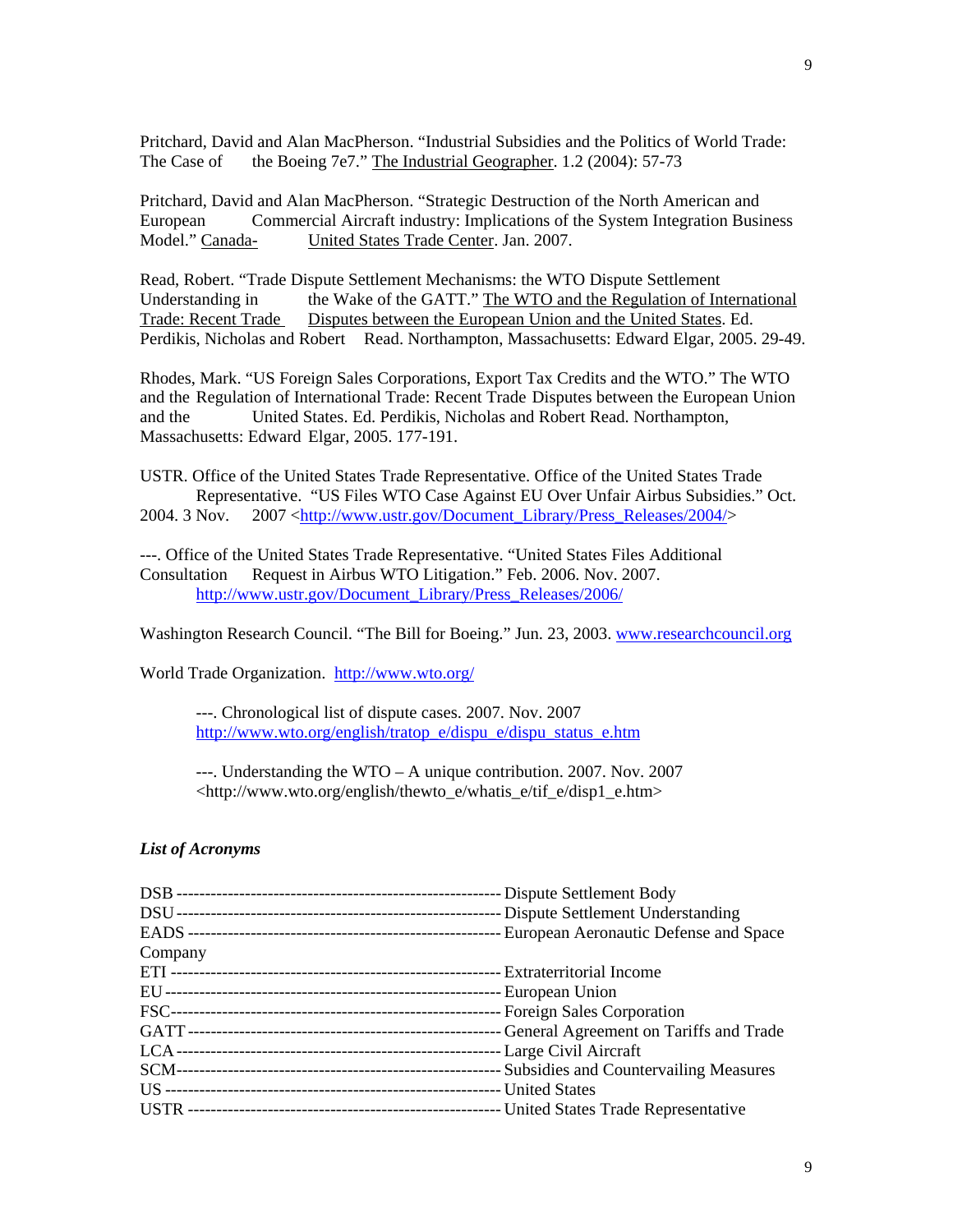Pritchard, David and Alan MacPherson. "Industrial Subsidies and the Politics of World Trade: The Case of the Boeing 7e7." The Industrial Geographer. 1.2 (2004): 57-73

Pritchard, David and Alan MacPherson. "Strategic Destruction of the North American and European Commercial Aircraft industry: Implications of the System Integration Business Model." Canada-United States Trade Center. Jan. 2007.

Read, Robert. "Trade Dispute Settlement Mechanisms: the WTO Dispute Settlement Understanding in the Wake of the GATT." The WTO and the Regulation of International Trade: Recent Trade Disputes between the European Union and the United States. Ed. Perdikis, Nicholas and Robert Read. Northampton, Massachusetts: Edward Elgar, 2005. 29-49.

Rhodes, Mark. "US Foreign Sales Corporations, Export Tax Credits and the WTO." The WTO and the Regulation of International Trade: Recent Trade Disputes between the European Union and the United States. Ed. Perdikis, Nicholas and Robert Read. Northampton, Massachusetts: Edward Elgar, 2005. 177-191.

USTR. Office of the United States Trade Representative. Office of the United States Trade Representative. "US Files WTO Case Against EU Over Unfair Airbus Subsidies." Oct. 2004. 3 Nov. 2007 <http://www.ustr.gov/Document_Library/Press_Releases/2004/>

---. Office of the United States Trade Representative. "United States Files Additional Consultation Request in Airbus WTO Litigation." Feb. 2006. Nov. 2007. http://www.ustr.gov/Document_Library/Press_Releases/2006/

Washington Research Council. "The Bill for Boeing." Jun. 23, 2003. www.researchcouncil.org

World Trade Organization. http://www.wto.org/

---. Chronological list of dispute cases. 2007. Nov. 2007 http://www.wto.org/english/tratop_e/dispu_e/dispu_status_e.htm

---. Understanding the WTO – A unique contribution. 2007. Nov. 2007 <http://www.wto.org/english/thewto_e/whatis_e/tif_e/disp1_e.htm>

*List of Acronyms*

DSB ---------- Dispute Settlement Body
DSU ---------- Dispute Settlement Understanding
EADS ---------- European Aeronautic Defense and Space Company
ETI ---------- Extraterritorial Income
EU ---------- European Union
FSC ---------- Foreign Sales Corporation
GATT ---------- General Agreement on Tariffs and Trade
LCA ---------- Large Civil Aircraft
SCM ---------- Subsidies and Countervailing Measures
US ---------- United States
USTR ---------- United States Trade Representative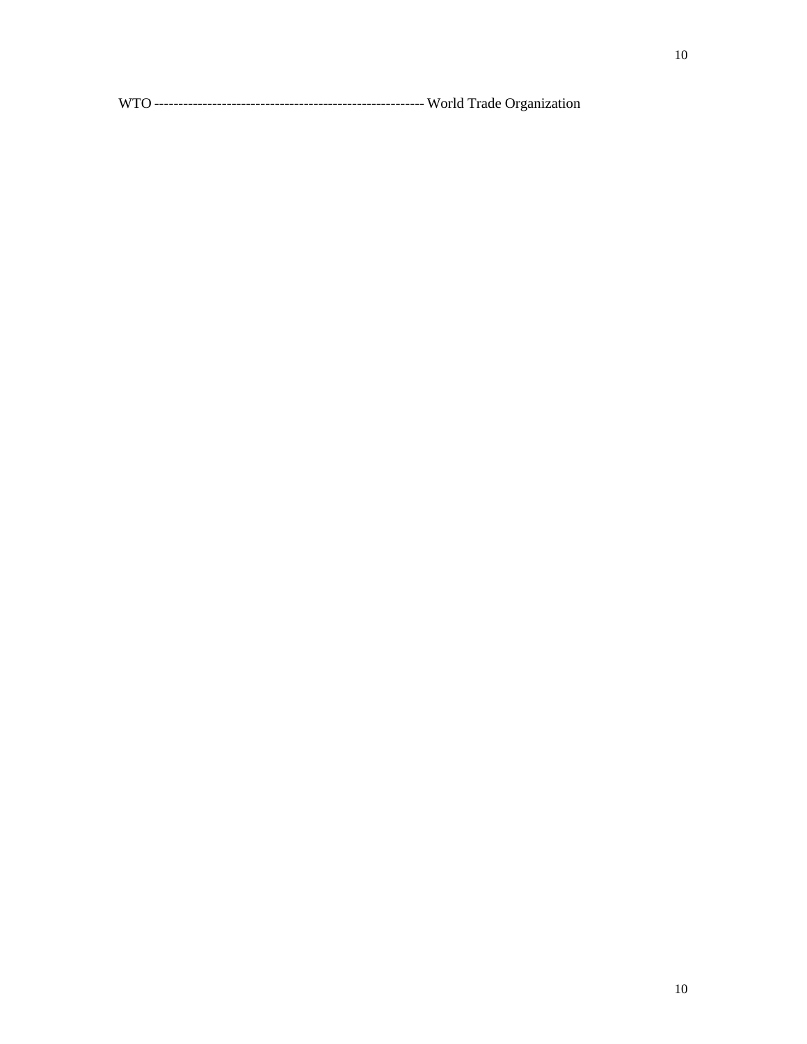WTO ---------------------------------------------------------- World Trade Organization